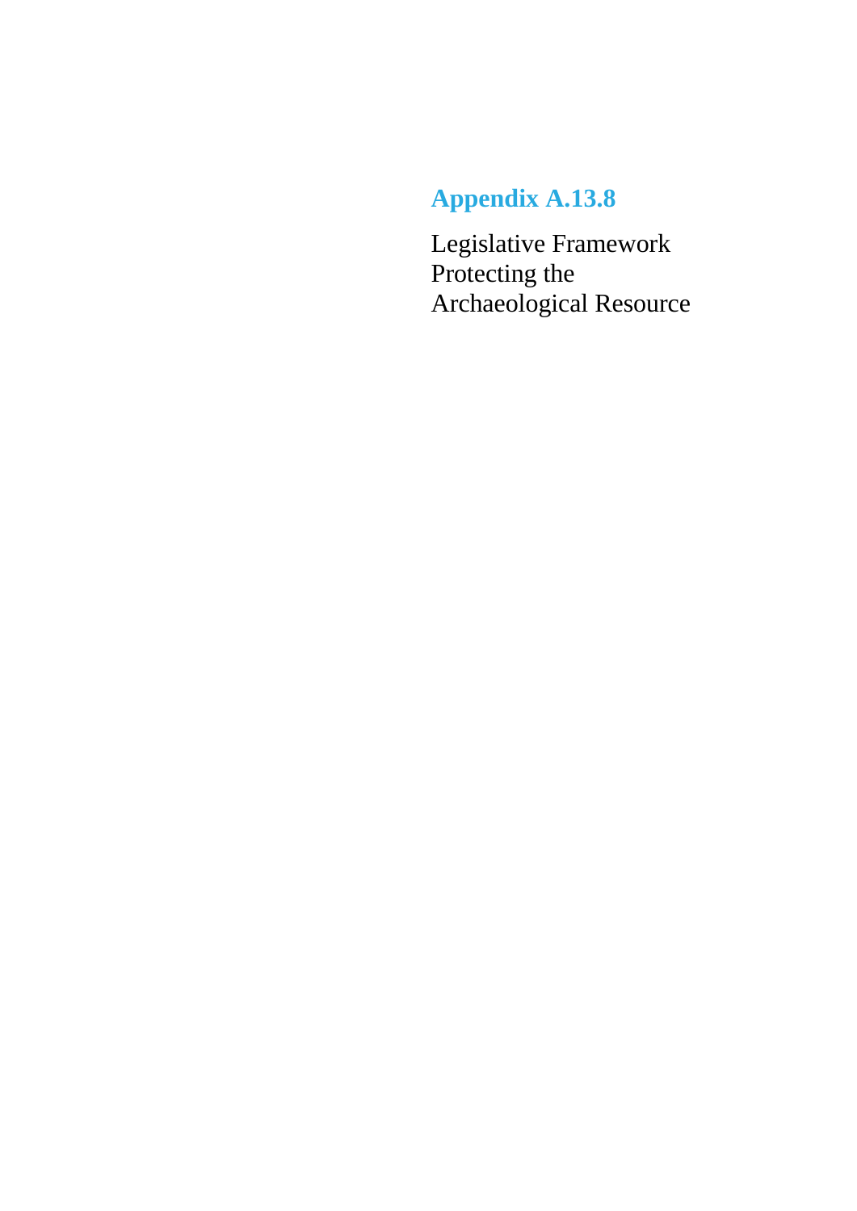# Appendix A.13.8

Legislative Framework Protecting the Archaeological Resource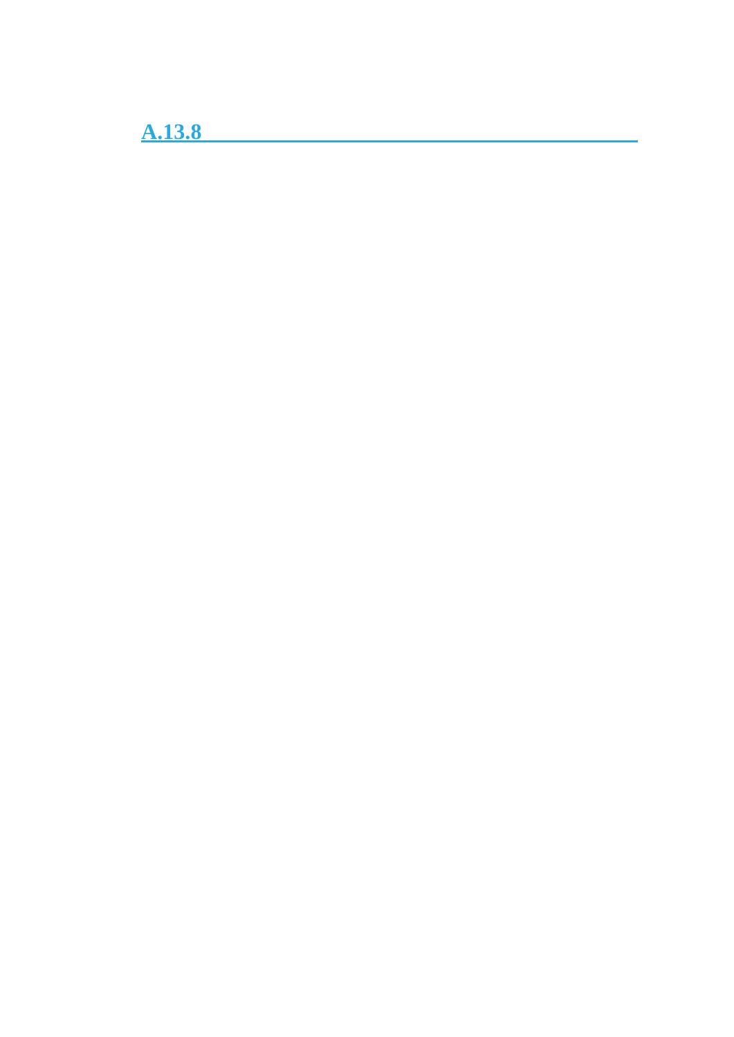## A.13.8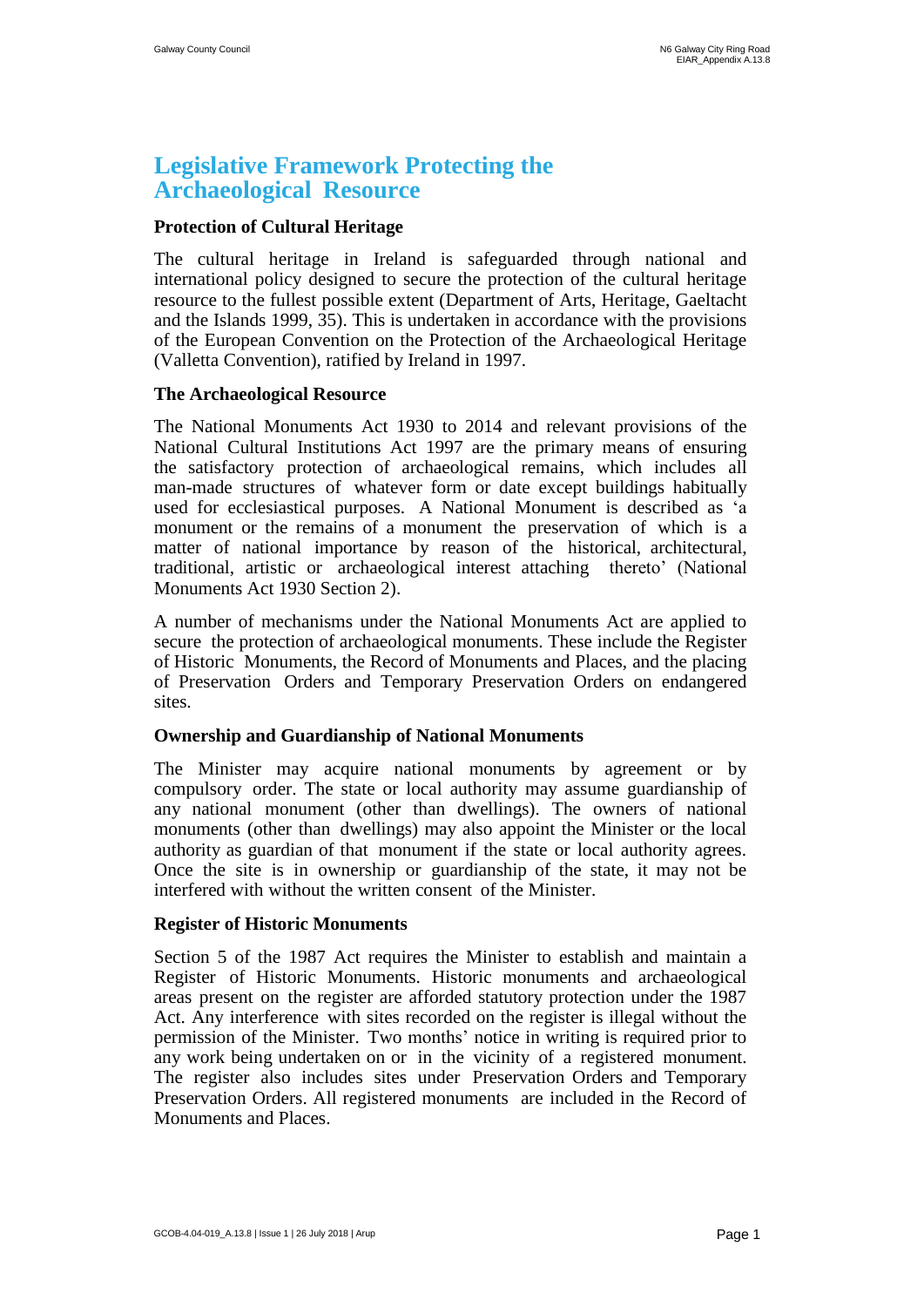# Legislative Framework Protecting the Archaeological Resource

## Protection of Cultural Heritage

The cultural heritage in Ireland is safeguarded through national and international policy designed to secure the protection of the cultural heritage resource to the fullest possible extent (Department of Arts, Heritage, Gaeltacht and the Islands 1999, 35). This is undertaken in accordance with the provisions of the European Convention on the Protection of the Archaeological Heritage (Valletta Convention), ratified by Ireland in 1997.

## The Archaeological Resource

The National Monuments Act 1930 to 2014 and relevant provisions of the National Cultural Institutions Act 1997 are the primary means of ensuring the satisfactory protection of archaeological remains, which includes all man-made structures of whatever form or date except buildings habitually used for ecclesiastical purposes. A National Monument is described as 'a monument or the remains of a monument the preservation of which is a matter of national importance by reason of the historical, architectural, traditional, artistic or archaeological interest attaching thereto' (National Monuments Act 1930 Section 2).

A number of mechanisms under the National Monuments Act are applied to secure the protection of archaeological monuments. These include the Register of Historic Monuments, the Record of Monuments and Places, and the placing of Preservation Orders and Temporary Preservation Orders on endangered sites.

## Ownership and Guardianship of National Monuments

The Minister may acquire national monuments by agreement or by compulsory order. The state or local authority may assume guardianship of any national monument (other than dwellings). The owners of national monuments (other than dwellings) may also appoint the Minister or the local authority as guardian of that monument if the state or local authority agrees. Once the site is in ownership or guardianship of the state, it may not be interfered with without the written consent of the Minister.

## Register of Historic Monuments

Section 5 of the 1987 Act requires the Minister to establish and maintain a Register of Historic Monuments. Historic monuments and archaeological areas present on the register are afforded statutory protection under the 1987 Act. Any interference with sites recorded on the register is illegal without the permission of the Minister. Two months' notice in writing is required prior to any work being undertaken on or in the vicinity of a registered monument. The register also includes sites under Preservation Orders and Temporary Preservation Orders. All registered monuments are included in the Record of Monuments and Places.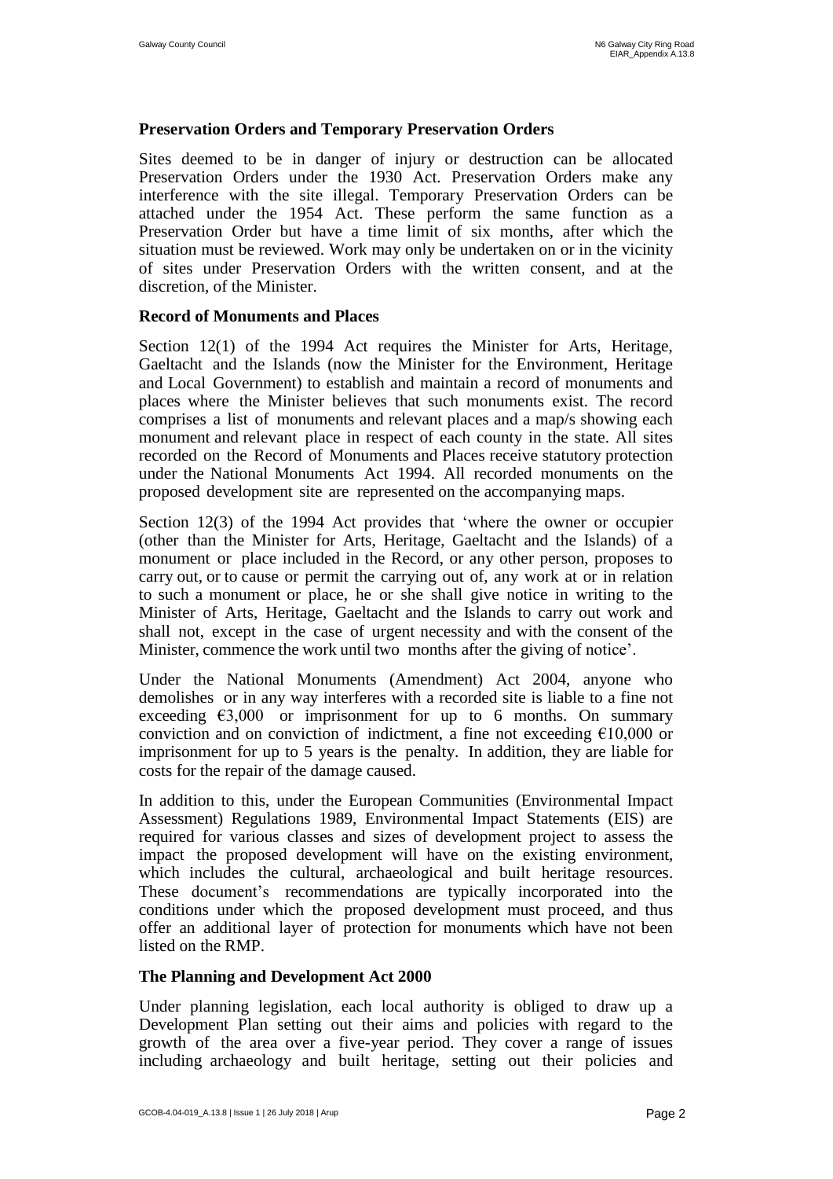### Preservation Orders and Temporary Preservation Orders

Sites deemed to be in danger of injury or destruction can be allocated Preservation Orders under the 1930 Act. Preservation Orders make any interference with the site illegal. Temporary Preservation Orders can be attached under the 1954 Act. These perform the same function as a Preservation Order but have a time limit of six months, after which the situation must be reviewed. Work may only be undertaken on or in the vicinity of sites under Preservation Orders with the written consent, and at the discretion, of the Minister.

### Record of Monuments and Places

Section 12(1) of the 1994 Act requires the Minister for Arts, Heritage, Gaeltacht and the Islands (now the Minister for the Environment, Heritage and Local Government) to establish and maintain a record of monuments and places where the Minister believes that such monuments exist. The record comprises a list of monuments and relevant places and a map/s showing each monument and relevant place in respect of each county in the state. All sites recorded on the Record of Monuments and Places receive statutory protection under the National Monuments Act 1994. All recorded monuments on the proposed development site are represented on the accompanying maps.

Section 12(3) of the 1994 Act provides that 'where the owner or occupier (other than the Minister for Arts, Heritage, Gaeltacht and the Islands) of a monument or place included in the Record, or any other person, proposes to carry out, or to cause or permit the carrying out of, any work at or in relation to such a monument or place, he or she shall give notice in writing to the Minister of Arts, Heritage, Gaeltacht and the Islands to carry out work and shall not, except in the case of urgent necessity and with the consent of the Minister, commence the work until two months after the giving of notice'.

Under the National Monuments (Amendment) Act 2004, anyone who demolishes or in any way interferes with a recorded site is liable to a fine not exceeding €3,000 or imprisonment for up to 6 months. On summary conviction and on conviction of indictment, a fine not exceeding €10,000 or imprisonment for up to 5 years is the penalty. In addition, they are liable for costs for the repair of the damage caused.

In addition to this, under the European Communities (Environmental Impact Assessment) Regulations 1989, Environmental Impact Statements (EIS) are required for various classes and sizes of development project to assess the impact the proposed development will have on the existing environment, which includes the cultural, archaeological and built heritage resources. These document's recommendations are typically incorporated into the conditions under which the proposed development must proceed, and thus offer an additional layer of protection for monuments which have not been listed on the RMP.

### The Planning and Development Act 2000

Under planning legislation, each local authority is obliged to draw up a Development Plan setting out their aims and policies with regard to the growth of the area over a five-year period. They cover a range of issues including archaeology and built heritage, setting out their policies and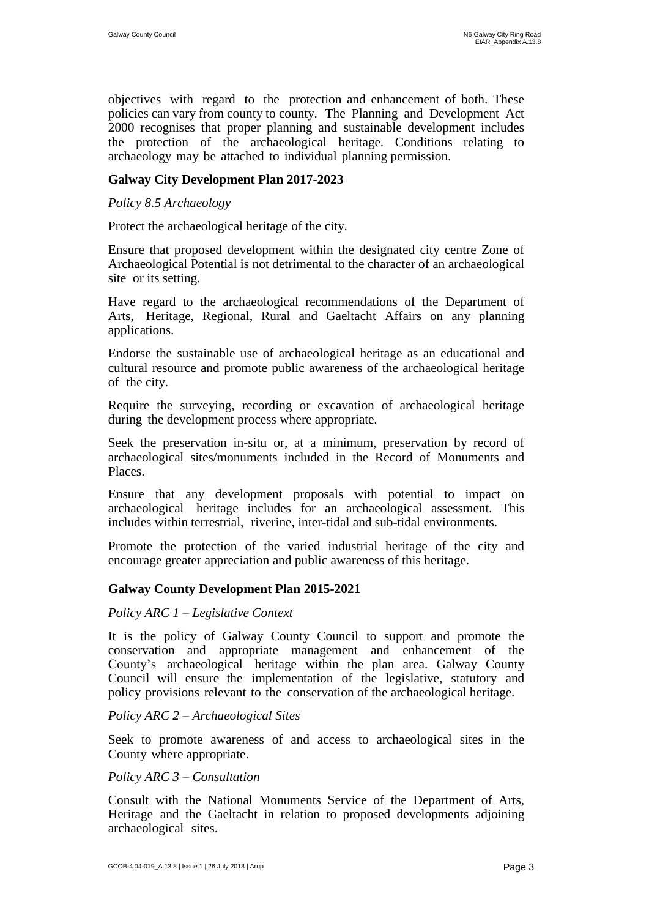objectives with regard to the protection and enhancement of both. These policies can vary from county to county. The Planning and Development Act 2000 recognises that proper planning and sustainable development includes the protection of the archaeological heritage. Conditions relating to archaeology may be attached to individual planning permission.

### Galway City Development Plan 2017-2023

*Policy 8.5 Archaeology*

Protect the archaeological heritage of the city.

Ensure that proposed development within the designated city centre Zone of Archaeological Potential is not detrimental to the character of an archaeological site or its setting.

Have regard to the archaeological recommendations of the Department of Arts, Heritage, Regional, Rural and Gaeltacht Affairs on any planning applications.

Endorse the sustainable use of archaeological heritage as an educational and cultural resource and promote public awareness of the archaeological heritage of the city.

Require the surveying, recording or excavation of archaeological heritage during the development process where appropriate.

Seek the preservation in-situ or, at a minimum, preservation by record of archaeological sites/monuments included in the Record of Monuments and Places.

Ensure that any development proposals with potential to impact on archaeological heritage includes for an archaeological assessment. This includes within terrestrial, riverine, inter-tidal and sub-tidal environments.

Promote the protection of the varied industrial heritage of the city and encourage greater appreciation and public awareness of this heritage.

### Galway County Development Plan 2015-2021

*Policy ARC 1 – Legislative Context*

It is the policy of Galway County Council to support and promote the conservation and appropriate management and enhancement of the County's archaeological heritage within the plan area. Galway County Council will ensure the implementation of the legislative, statutory and policy provisions relevant to the conservation of the archaeological heritage.

*Policy ARC 2 – Archaeological Sites*

Seek to promote awareness of and access to archaeological sites in the County where appropriate.

*Policy ARC 3 – Consultation*

Consult with the National Monuments Service of the Department of Arts, Heritage and the Gaeltacht in relation to proposed developments adjoining archaeological sites.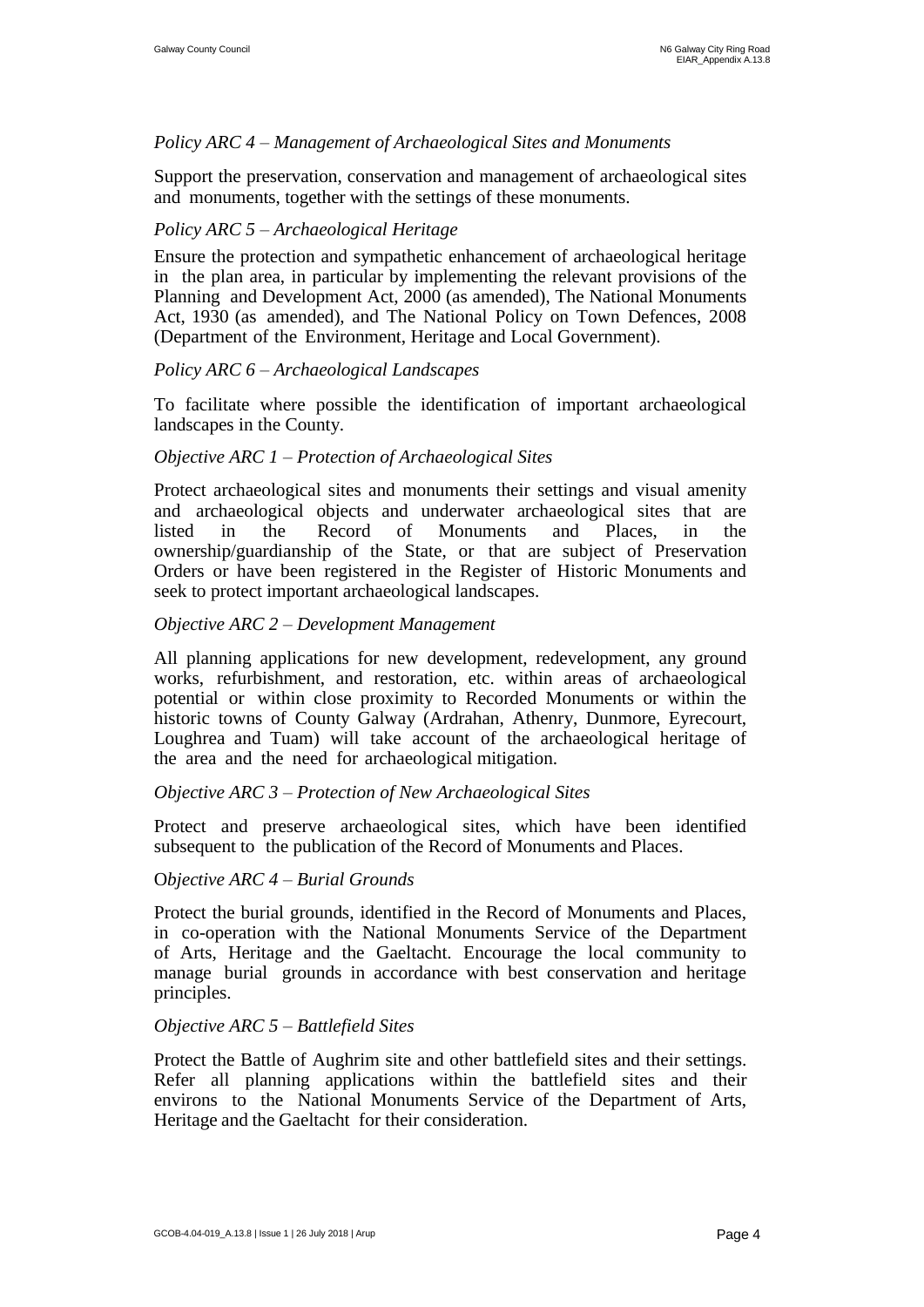*Policy ARC 4 – Management of Archaeological Sites and Monuments*

Support the preservation, conservation and management of archaeological sites and monuments, together with the settings of these monuments.

*Policy ARC 5 – Archaeological Heritage*

Ensure the protection and sympathetic enhancement of archaeological heritage in the plan area, in particular by implementing the relevant provisions of the Planning and Development Act, 2000 (as amended), The National Monuments Act, 1930 (as amended), and The National Policy on Town Defences, 2008 (Department of the Environment, Heritage and Local Government).

*Policy ARC 6 – Archaeological Landscapes*

To facilitate where possible the identification of important archaeological landscapes in the County.

*Objective ARC 1 – Protection of Archaeological Sites*

Protect archaeological sites and monuments their settings and visual amenity and archaeological objects and underwater archaeological sites that are listed in the Record of Monuments and Places, in the ownership/guardianship of the State, or that are subject of Preservation Orders or have been registered in the Register of Historic Monuments and seek to protect important archaeological landscapes.

*Objective ARC 2 – Development Management*

All planning applications for new development, redevelopment, any ground works, refurbishment, and restoration, etc. within areas of archaeological potential or within close proximity to Recorded Monuments or within the historic towns of County Galway (Ardrahan, Athenry, Dunmore, Eyrecourt, Loughrea and Tuam) will take account of the archaeological heritage of the area and the need for archaeological mitigation.

*Objective ARC 3 – Protection of New Archaeological Sites*

Protect and preserve archaeological sites, which have been identified subsequent to the publication of the Record of Monuments and Places.

*Objective ARC 4 – Burial Grounds*

Protect the burial grounds, identified in the Record of Monuments and Places, in co-operation with the National Monuments Service of the Department of Arts, Heritage and the Gaeltacht. Encourage the local community to manage burial grounds in accordance with best conservation and heritage principles.

*Objective ARC 5 – Battlefield Sites*

Protect the Battle of Aughrim site and other battlefield sites and their settings. Refer all planning applications within the battlefield sites and their environs to the National Monuments Service of the Department of Arts, Heritage and the Gaeltacht for their consideration.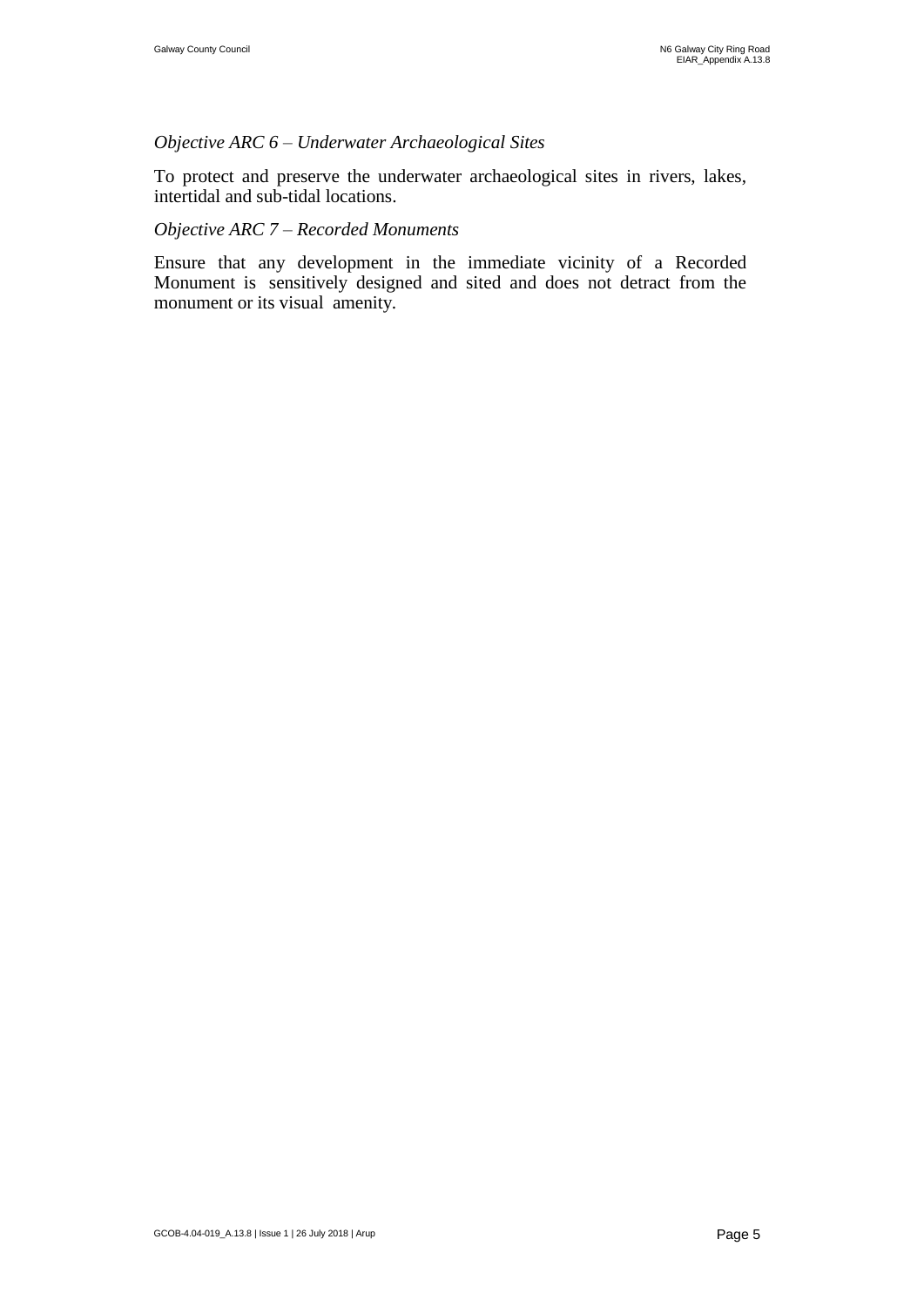*Objective ARC 6 – Underwater Archaeological Sites*

To protect and preserve the underwater archaeological sites in rivers, lakes, intertidal and sub-tidal locations.

*Objective ARC 7 – Recorded Monuments*

Ensure that any development in the immediate vicinity of a Recorded Monument is sensitively designed and sited and does not detract from the monument or its visual amenity.